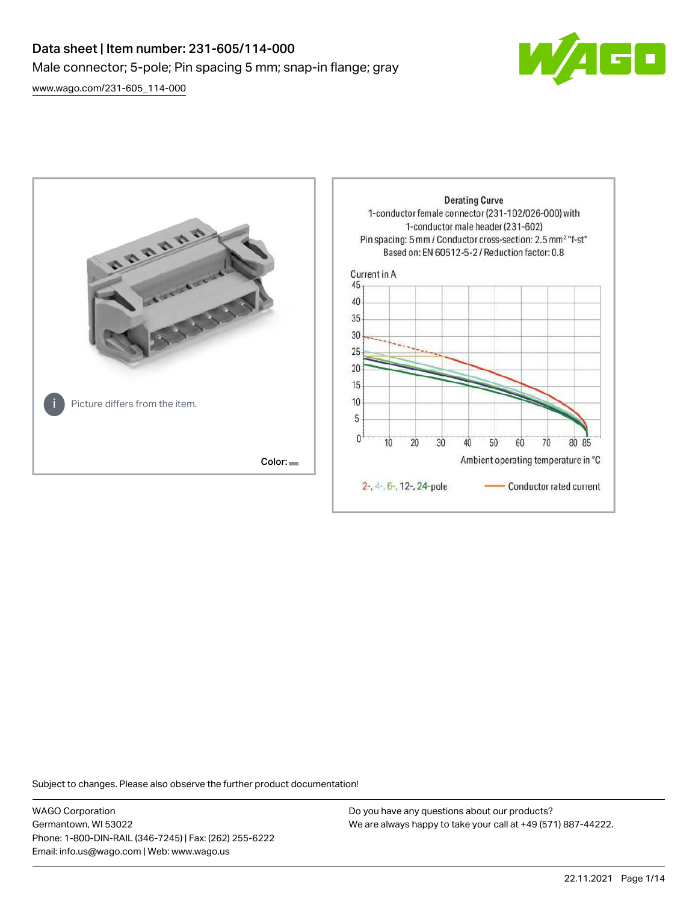# Data sheet | Item number: 231-605/114-000

Male connector; 5-pole; Pin spacing 5 mm; snap-in flange; gray

www.wago.com/231-605_114-000

Picture differs from the item.

Color:

Derating Curve
1-conductor female connector (231-102/026-000) with 1-conductor male header (231-602)
Pin spacing: 5 mm / Conductor cross-section: 2.5 mm² "f-st"
Based on: EN 60512-5-2 / Reduction factor: 0.8

Current in A

Ambient operating temperature in °C

2-, 4-, 6-, 12-, 24-pole — Conductor rated current

Subject to changes. Please also observe the further product documentation!

WAGO Corporation
Germantown, WI 53022
Phone: 1-800-DIN-RAIL (346-7245) | Fax: (262) 255-6222
Email: info.us@wago.com | Web: www.wago.us

Do you have any questions about our products?
We are always happy to take your call at +49 (571) 887-44222.

22.11.2021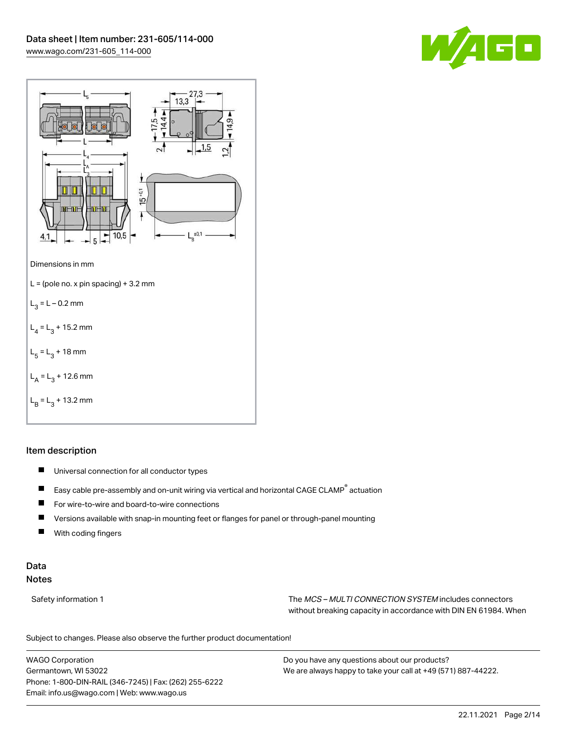Dimensions in mm

L = (pole no. x pin spacing) + 3.2 mm

$L_3$ = L – 0.2 mm

$L_4$ = $L_3$ + 15.2 mm

$L_5$ = $L_3$ + 18 mm

$L_A$ = $L_3$ + 12.6 mm

$L_B$ = $L_3$ + 13.2 mm

## Item description

- Universal connection for all conductor types
- Easy cable pre-assembly and on-unit wiring via vertical and horizontal CAGE CLAMP® actuation
- For wire-to-wire and board-to-wire connections
- Versions available with snap-in mounting feet or flanges for panel or through-panel mounting
- With coding fingers

## Data

### Notes

| | |
|---|---|
| Safety information 1 | The *MCS – MULTI CONNECTION SYSTEM* includes connectors without breaking capacity in accordance with DIN EN 61984. When |

Subject to changes. Please also observe the further product documentation!

WAGO Corporation
Germantown, WI 53022
Phone: 1-800-DIN-RAIL (346-7245) | Fax: (262) 255-6222
Email: info.us@wago.com | Web: www.wago.us

Do you have any questions about our products?
We are always happy to take your call at +49 (571) 887-44222.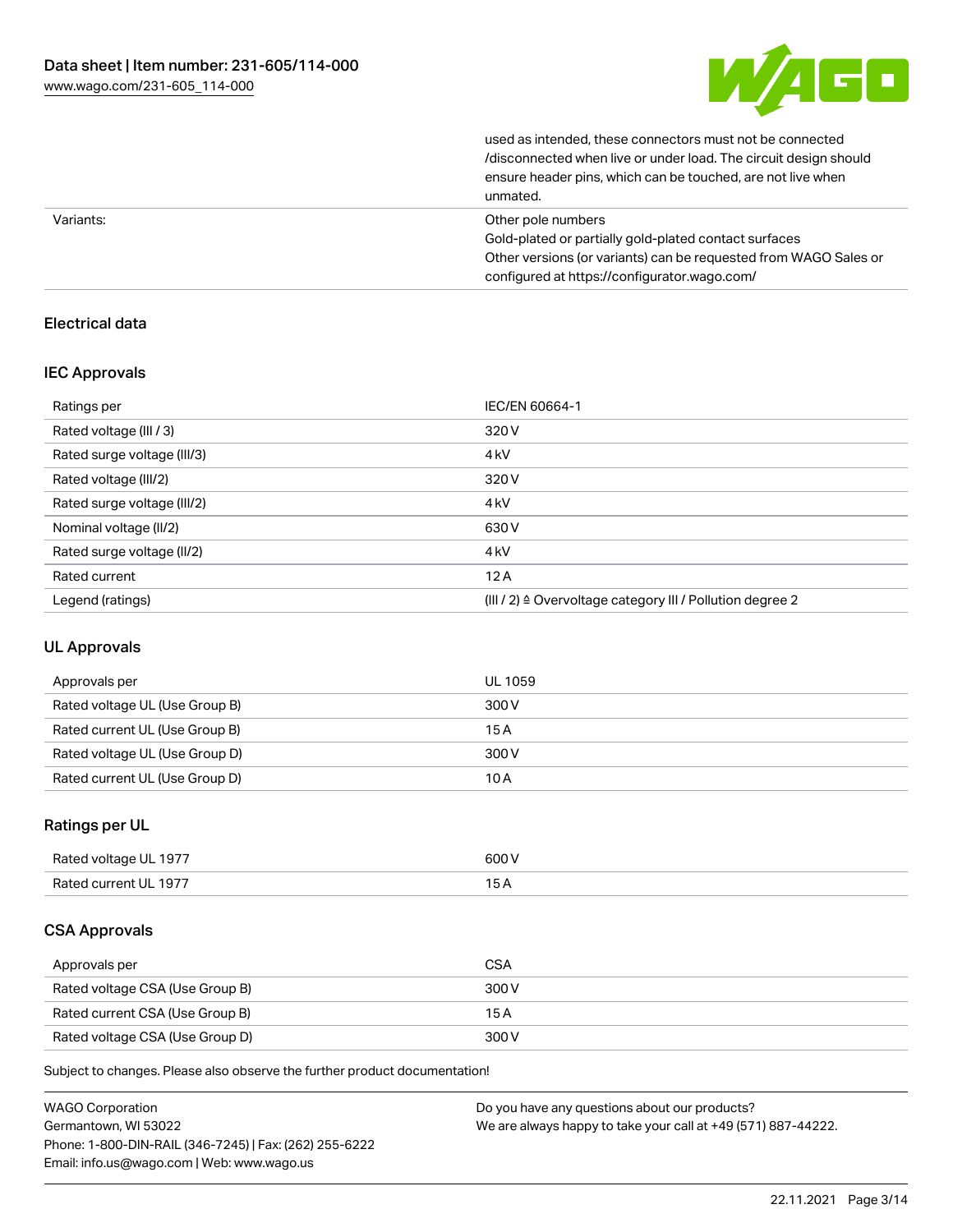| | |
|---|---|
| | used as intended, these connectors must not be connected /disconnected when live or under load. The circuit design should ensure header pins, which can be touched, are not live when unmated. |
| Variants: | Other pole numbers<br>Gold-plated or partially gold-plated contact surfaces<br>Other versions (or variants) can be requested from WAGO Sales or configured at https://configurator.wago.com/ |

## Electrical data

### IEC Approvals

| | |
|---|---|
| Ratings per | IEC/EN 60664-1 |
| Rated voltage (III / 3) | 320 V |
| Rated surge voltage (III/3) | 4 kV |
| Rated voltage (III/2) | 320 V |
| Rated surge voltage (III/2) | 4 kV |
| Nominal voltage (II/2) | 630 V |
| Rated surge voltage (II/2) | 4 kV |
| Rated current | 12 A |
| Legend (ratings) | (III / 2) ≙ Overvoltage category III / Pollution degree 2 |

### UL Approvals

| | |
|---|---|
| Approvals per | UL 1059 |
| Rated voltage UL (Use Group B) | 300 V |
| Rated current UL (Use Group B) | 15 A |
| Rated voltage UL (Use Group D) | 300 V |
| Rated current UL (Use Group D) | 10 A |

### Ratings per UL

| | |
|---|---|
| Rated voltage UL 1977 | 600 V |
| Rated current UL 1977 | 15 A |

### CSA Approvals

| | |
|---|---|
| Approvals per | CSA |
| Rated voltage CSA (Use Group B) | 300 V |
| Rated current CSA (Use Group B) | 15 A |
| Rated voltage CSA (Use Group D) | 300 V |

Subject to changes. Please also observe the further product documentation!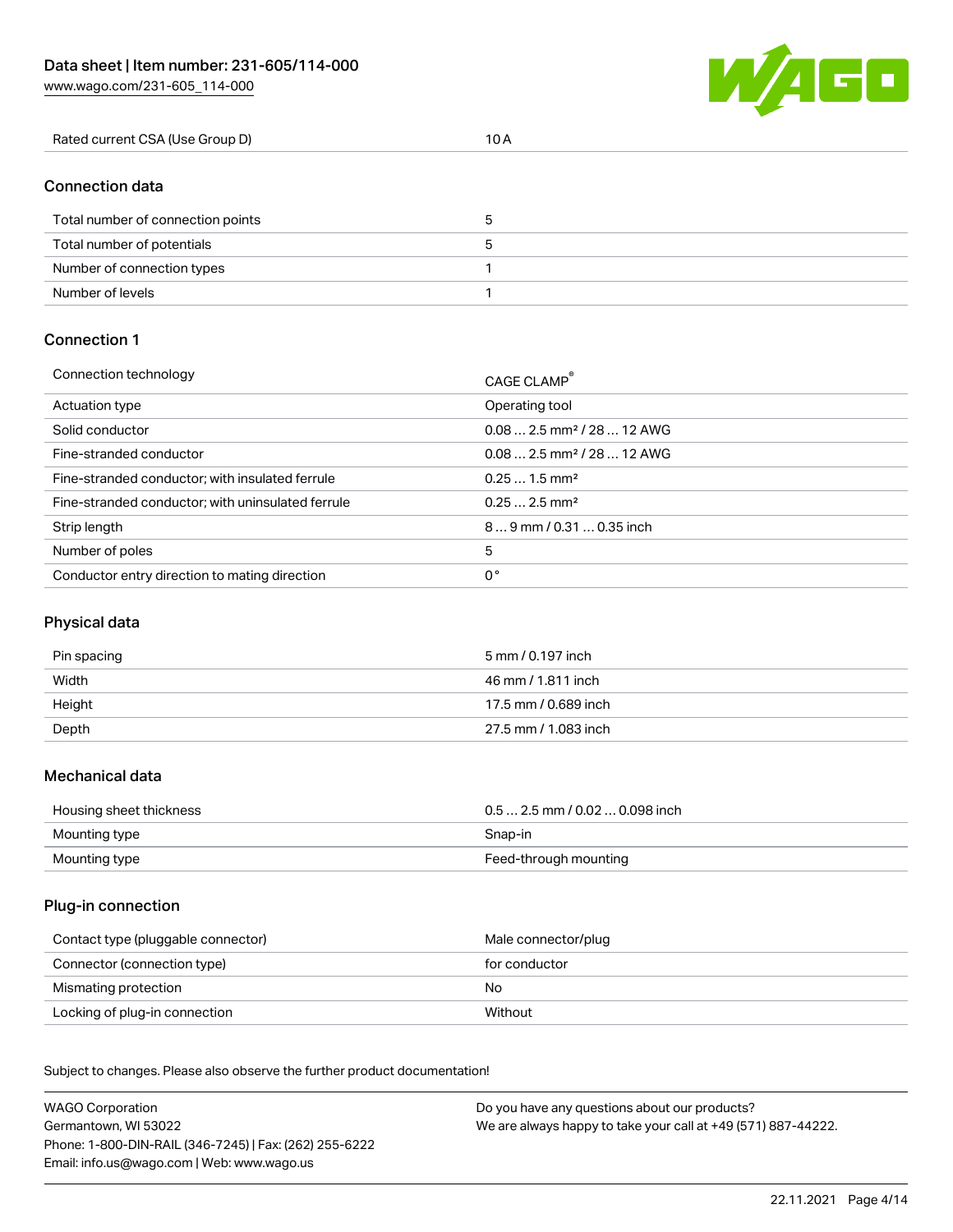| Rated current CSA (Use Group D) | 10 A |
| --- | --- |

## Connection data

| Total number of connection points | 5 |
| --- | --- |
| Total number of potentials | 5 |
| Number of connection types | 1 |
| Number of levels | 1 |

## Connection 1

| Connection technology | CAGE CLAMP® |
| --- | --- |
| Actuation type | Operating tool |
| Solid conductor | 0.08 … 2.5 mm² / 28 … 12 AWG |
| Fine-stranded conductor | 0.08 … 2.5 mm² / 28 … 12 AWG |
| Fine-stranded conductor; with insulated ferrule | 0.25 … 1.5 mm² |
| Fine-stranded conductor; with uninsulated ferrule | 0.25 … 2.5 mm² |
| Strip length | 8 … 9 mm / 0.31 … 0.35 inch |
| Number of poles | 5 |
| Conductor entry direction to mating direction | 0 ° |

## Physical data

| Pin spacing | 5 mm / 0.197 inch |
| --- | --- |
| Width | 46 mm / 1.811 inch |
| Height | 17.5 mm / 0.689 inch |
| Depth | 27.5 mm / 1.083 inch |

## Mechanical data

| Housing sheet thickness | 0.5 … 2.5 mm / 0.02 … 0.098 inch |
| --- | --- |
| Mounting type | Snap-in |
| Mounting type | Feed-through mounting |

## Plug-in connection

| Contact type (pluggable connector) | Male connector/plug |
| --- | --- |
| Connector (connection type) | for conductor |
| Mismating protection | No |
| Locking of plug-in connection | Without |

Subject to changes. Please also observe the further product documentation!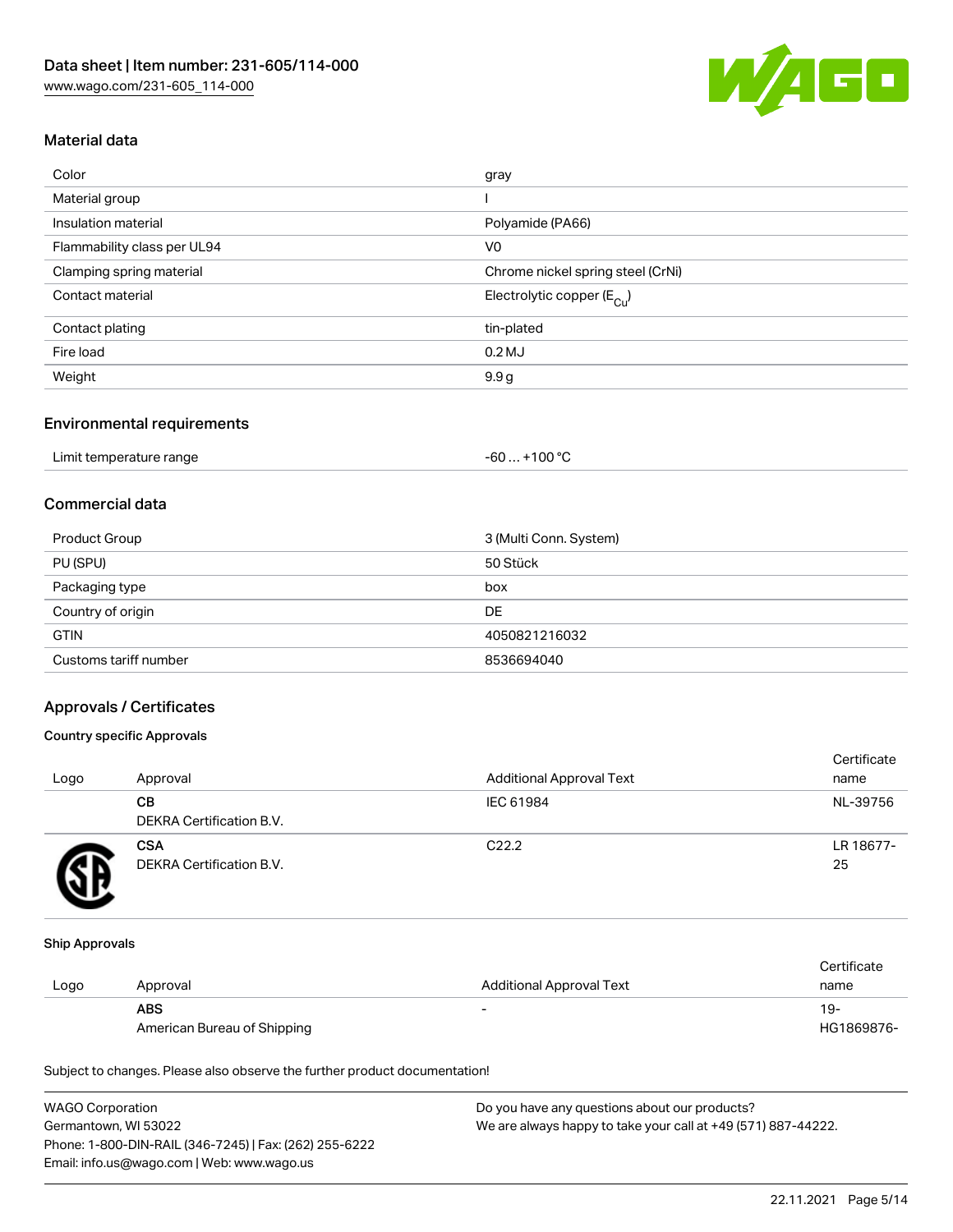## Material data

| Color | gray |
| --- | --- |
| Material group | I |
| Insulation material | Polyamide (PA66) |
| Flammability class per UL94 | V0 |
| Clamping spring material | Chrome nickel spring steel (CrNi) |
| Contact material | Electrolytic copper ($E_{Cu}$) |
| Contact plating | tin-plated |
| Fire load | 0.2 MJ |
| Weight | 9.9 g |

## Environmental requirements

| Limit temperature range | -60 … +100 °C |
| --- | --- |

## Commercial data

| Product Group | 3 (Multi Conn. System) |
| --- | --- |
| PU (SPU) | 50 Stück |
| Packaging type | box |
| Country of origin | DE |
| GTIN | 4050821216032 |
| Customs tariff number | 8536694040 |

## Approvals / Certificates

### Country specific Approvals

| Logo | Approval | Additional Approval Text | Certificate name |
| --- | --- | --- | --- |
| | **CB** DEKRA Certification B.V. | IEC 61984 | NL-39756 |
| | **CSA** DEKRA Certification B.V. | C22.2 | LR 18677-25 |

### Ship Approvals

| Logo | Approval | Additional Approval Text | Certificate name |
| --- | --- | --- | --- |
| | **ABS** American Bureau of Shipping | - | 19-HG1869876- |

Subject to changes. Please also observe the further product documentation!

WAGO Corporation
Germantown, WI 53022
Phone: 1-800-DIN-RAIL (346-7245) | Fax: (262) 255-6222
Email: info.us@wago.com | Web: www.wago.us

Do you have any questions about our products?
We are always happy to take your call at +49 (571) 887-44222.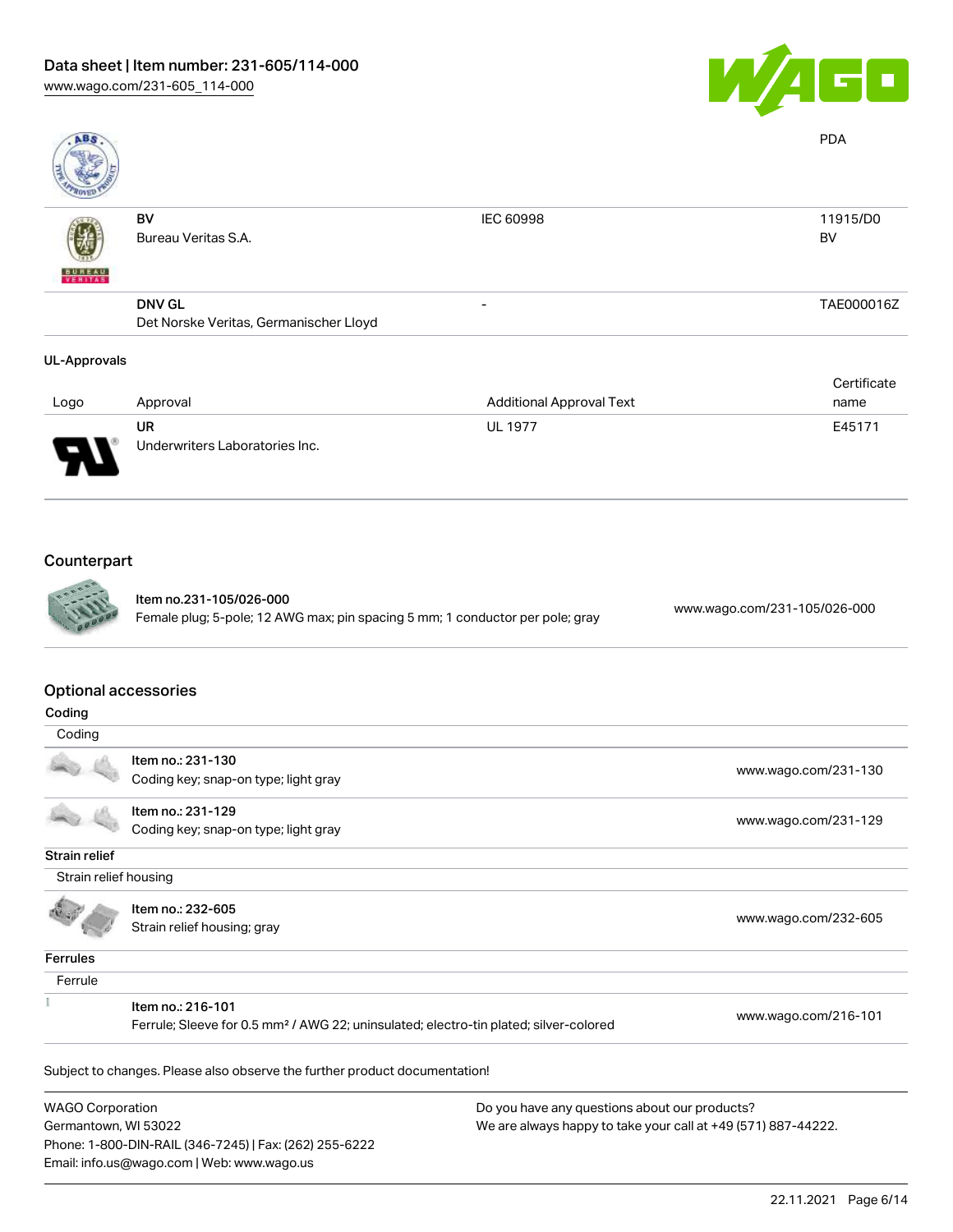| | | | PDA |
|---|---|---|---|
| | BV<br>Bureau Veritas S.A. | IEC 60998 | 11915/D0<br>BV |
| | DNV GL<br>Det Norske Veritas, Germanischer Lloyd | - | TAE000016Z |

**UL-Approvals**

| Logo | Approval | Additional Approval Text | Certificate name |
|---|---|---|---|
| | UR<br>Underwriters Laboratories Inc. | UL 1977 | E45171 |

## Counterpart

| | | |
|---|---|---|
| | Item no.231-105/026-000<br>Female plug; 5-pole; 12 AWG max; pin spacing 5 mm; 1 conductor per pole; gray | www.wago.com/231-105/026-000 |

## Optional accessories

**Coding**

| Coding | | |
|---|---|---|
| | Item no.: 231-130<br>Coding key; snap-on type; light gray | www.wago.com/231-130 |
| | Item no.: 231-129<br>Coding key; snap-on type; light gray | www.wago.com/231-129 |

**Strain relief**

| Strain relief housing | | |
|---|---|---|
| | Item no.: 232-605<br>Strain relief housing; gray | www.wago.com/232-605 |

**Ferrules**

| Ferrule | | |
|---|---|---|
| | Item no.: 216-101<br>Ferrule; Sleeve for 0.5 mm² / AWG 22; uninsulated; electro-tin plated; silver-colored | www.wago.com/216-101 |

Subject to changes. Please also observe the further product documentation!

WAGO Corporation
Germantown, WI 53022
Phone: 1-800-DIN-RAIL (346-7245) | Fax: (262) 255-6222
Email: info.us@wago.com | Web: www.wago.us

Do you have any questions about our products?
We are always happy to take your call at +49 (571) 887-44222.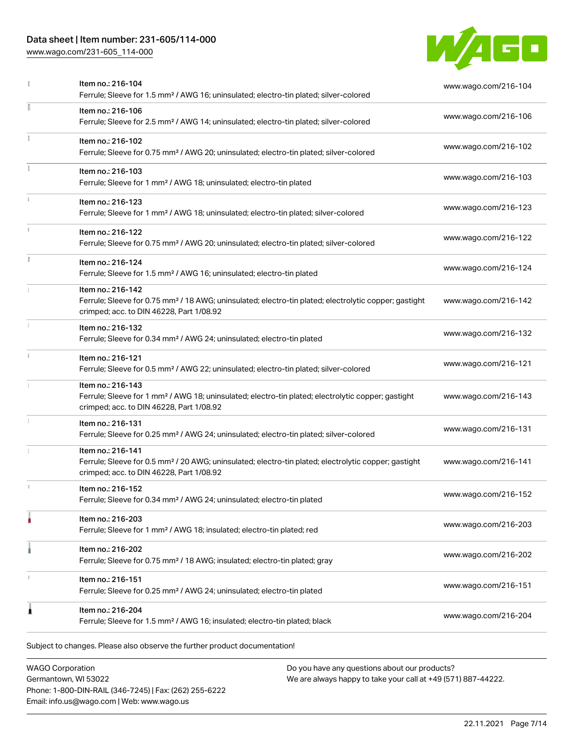| Item | Link |
| --- | --- |
| Item no.: 216-104<br>Ferrule; Sleeve for 1.5 mm² / AWG 16; uninsulated; electro-tin plated; silver-colored | www.wago.com/216-104 |
| Item no.: 216-106<br>Ferrule; Sleeve for 2.5 mm² / AWG 14; uninsulated; electro-tin plated; silver-colored | www.wago.com/216-106 |
| Item no.: 216-102<br>Ferrule; Sleeve for 0.75 mm² / AWG 20; uninsulated; electro-tin plated; silver-colored | www.wago.com/216-102 |
| Item no.: 216-103<br>Ferrule; Sleeve for 1 mm² / AWG 18; uninsulated; electro-tin plated | www.wago.com/216-103 |
| Item no.: 216-123<br>Ferrule; Sleeve for 1 mm² / AWG 18; uninsulated; electro-tin plated; silver-colored | www.wago.com/216-123 |
| Item no.: 216-122<br>Ferrule; Sleeve for 0.75 mm² / AWG 20; uninsulated; electro-tin plated; silver-colored | www.wago.com/216-122 |
| Item no.: 216-124<br>Ferrule; Sleeve for 1.5 mm² / AWG 16; uninsulated; electro-tin plated | www.wago.com/216-124 |
| Item no.: 216-142<br>Ferrule; Sleeve for 0.75 mm² / 18 AWG; uninsulated; electro-tin plated; electrolytic copper; gastight crimped; acc. to DIN 46228, Part 1/08.92 | www.wago.com/216-142 |
| Item no.: 216-132<br>Ferrule; Sleeve for 0.34 mm² / AWG 24; uninsulated; electro-tin plated | www.wago.com/216-132 |
| Item no.: 216-121<br>Ferrule; Sleeve for 0.5 mm² / AWG 22; uninsulated; electro-tin plated; silver-colored | www.wago.com/216-121 |
| Item no.: 216-143<br>Ferrule; Sleeve for 1 mm² / AWG 18; uninsulated; electro-tin plated; electrolytic copper; gastight crimped; acc. to DIN 46228, Part 1/08.92 | www.wago.com/216-143 |
| Item no.: 216-131<br>Ferrule; Sleeve for 0.25 mm² / AWG 24; uninsulated; electro-tin plated; silver-colored | www.wago.com/216-131 |
| Item no.: 216-141<br>Ferrule; Sleeve for 0.5 mm² / 20 AWG; uninsulated; electro-tin plated; electrolytic copper; gastight crimped; acc. to DIN 46228, Part 1/08.92 | www.wago.com/216-141 |
| Item no.: 216-152<br>Ferrule; Sleeve for 0.34 mm² / AWG 24; uninsulated; electro-tin plated | www.wago.com/216-152 |
| Item no.: 216-203<br>Ferrule; Sleeve for 1 mm² / AWG 18; insulated; electro-tin plated; red | www.wago.com/216-203 |
| Item no.: 216-202<br>Ferrule; Sleeve for 0.75 mm² / 18 AWG; insulated; electro-tin plated; gray | www.wago.com/216-202 |
| Item no.: 216-151<br>Ferrule; Sleeve for 0.25 mm² / AWG 24; uninsulated; electro-tin plated | www.wago.com/216-151 |
| Item no.: 216-204<br>Ferrule; Sleeve for 1.5 mm² / AWG 16; insulated; electro-tin plated; black | www.wago.com/216-204 |

Subject to changes. Please also observe the further product documentation!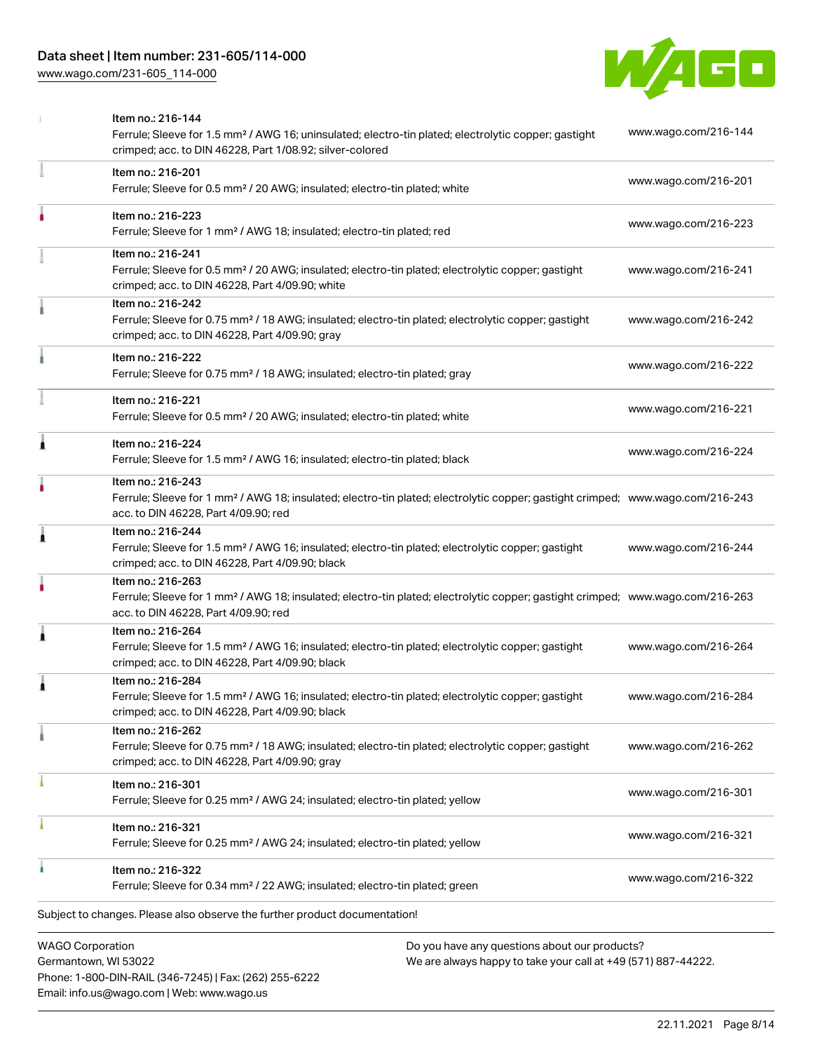| Item | Link |
|---|---|
| Item no.: 216-144<br>Ferrule; Sleeve for 1.5 mm² / AWG 16; uninsulated; electro-tin plated; electrolytic copper; gastight crimped; acc. to DIN 46228, Part 1/08.92; silver-colored | www.wago.com/216-144 |
| Item no.: 216-201<br>Ferrule; Sleeve for 0.5 mm² / 20 AWG; insulated; electro-tin plated; white | www.wago.com/216-201 |
| Item no.: 216-223<br>Ferrule; Sleeve for 1 mm² / AWG 18; insulated; electro-tin plated; red | www.wago.com/216-223 |
| Item no.: 216-241<br>Ferrule; Sleeve for 0.5 mm² / 20 AWG; insulated; electro-tin plated; electrolytic copper; gastight crimped; acc. to DIN 46228, Part 4/09.90; white | www.wago.com/216-241 |
| Item no.: 216-242<br>Ferrule; Sleeve for 0.75 mm² / 18 AWG; insulated; electro-tin plated; electrolytic copper; gastight crimped; acc. to DIN 46228, Part 4/09.90; gray | www.wago.com/216-242 |
| Item no.: 216-222<br>Ferrule; Sleeve for 0.75 mm² / 18 AWG; insulated; electro-tin plated; gray | www.wago.com/216-222 |
| Item no.: 216-221<br>Ferrule; Sleeve for 0.5 mm² / 20 AWG; insulated; electro-tin plated; white | www.wago.com/216-221 |
| Item no.: 216-224<br>Ferrule; Sleeve for 1.5 mm² / AWG 16; insulated; electro-tin plated; black | www.wago.com/216-224 |
| Item no.: 216-243<br>Ferrule; Sleeve for 1 mm² / AWG 18; insulated; electro-tin plated; electrolytic copper; gastight crimped; acc. to DIN 46228, Part 4/09.90; red | www.wago.com/216-243 |
| Item no.: 216-244<br>Ferrule; Sleeve for 1.5 mm² / AWG 16; insulated; electro-tin plated; electrolytic copper; gastight crimped; acc. to DIN 46228, Part 4/09.90; black | www.wago.com/216-244 |
| Item no.: 216-263<br>Ferrule; Sleeve for 1 mm² / AWG 18; insulated; electro-tin plated; electrolytic copper; gastight crimped; acc. to DIN 46228, Part 4/09.90; red | www.wago.com/216-263 |
| Item no.: 216-264<br>Ferrule; Sleeve for 1.5 mm² / AWG 16; insulated; electro-tin plated; electrolytic copper; gastight crimped; acc. to DIN 46228, Part 4/09.90; black | www.wago.com/216-264 |
| Item no.: 216-284<br>Ferrule; Sleeve for 1.5 mm² / AWG 16; insulated; electro-tin plated; electrolytic copper; gastight crimped; acc. to DIN 46228, Part 4/09.90; black | www.wago.com/216-284 |
| Item no.: 216-262<br>Ferrule; Sleeve for 0.75 mm² / 18 AWG; insulated; electro-tin plated; electrolytic copper; gastight crimped; acc. to DIN 46228, Part 4/09.90; gray | www.wago.com/216-262 |
| Item no.: 216-301<br>Ferrule; Sleeve for 0.25 mm² / AWG 24; insulated; electro-tin plated; yellow | www.wago.com/216-301 |
| Item no.: 216-321<br>Ferrule; Sleeve for 0.25 mm² / AWG 24; insulated; electro-tin plated; yellow | www.wago.com/216-321 |
| Item no.: 216-322<br>Ferrule; Sleeve for 0.34 mm² / 22 AWG; insulated; electro-tin plated; green | www.wago.com/216-322 |

Subject to changes. Please also observe the further product documentation!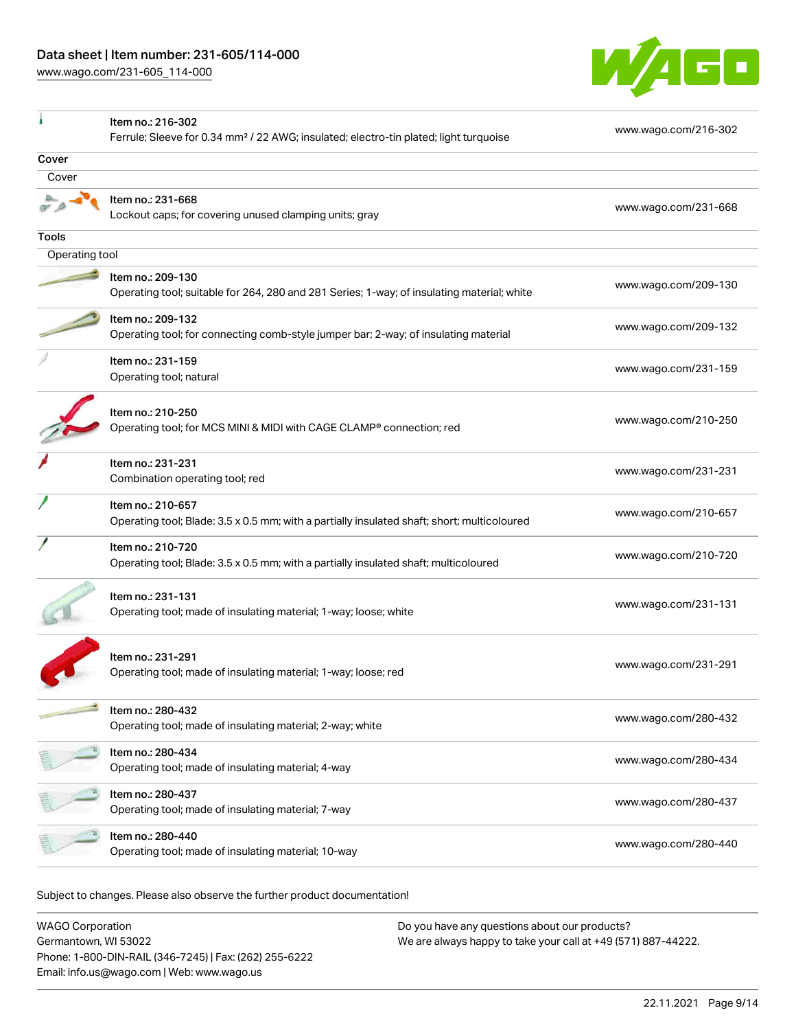| | | |
|---|---|---|
| | Item no.: 216-302<br>Ferrule; Sleeve for 0.34 mm² / 22 AWG; insulated; electro-tin plated; light turquoise | www.wago.com/216-302 |
| **Cover** | | |
| Cover | | |
| | Item no.: 231-668<br>Lockout caps; for covering unused clamping units; gray | www.wago.com/231-668 |
| **Tools** | | |
| Operating tool | | |
| | Item no.: 209-130<br>Operating tool; suitable for 264, 280 and 281 Series; 1-way; of insulating material; white | www.wago.com/209-130 |
| | Item no.: 209-132<br>Operating tool; for connecting comb-style jumper bar; 2-way; of insulating material | www.wago.com/209-132 |
| | Item no.: 231-159<br>Operating tool; natural | www.wago.com/231-159 |
| | Item no.: 210-250<br>Operating tool; for MCS MINI & MIDI with CAGE CLAMP® connection; red | www.wago.com/210-250 |
| | Item no.: 231-231<br>Combination operating tool; red | www.wago.com/231-231 |
| | Item no.: 210-657<br>Operating tool; Blade: 3.5 x 0.5 mm; with a partially insulated shaft; short; multicoloured | www.wago.com/210-657 |
| | Item no.: 210-720<br>Operating tool; Blade: 3.5 x 0.5 mm; with a partially insulated shaft; multicoloured | www.wago.com/210-720 |
| | Item no.: 231-131<br>Operating tool; made of insulating material; 1-way; loose; white | www.wago.com/231-131 |
| | Item no.: 231-291<br>Operating tool; made of insulating material; 1-way; loose; red | www.wago.com/231-291 |
| | Item no.: 280-432<br>Operating tool; made of insulating material; 2-way; white | www.wago.com/280-432 |
| | Item no.: 280-434<br>Operating tool; made of insulating material; 4-way | www.wago.com/280-434 |
| | Item no.: 280-437<br>Operating tool; made of insulating material; 7-way | www.wago.com/280-437 |
| | Item no.: 280-440<br>Operating tool; made of insulating material; 10-way | www.wago.com/280-440 |

Subject to changes. Please also observe the further product documentation!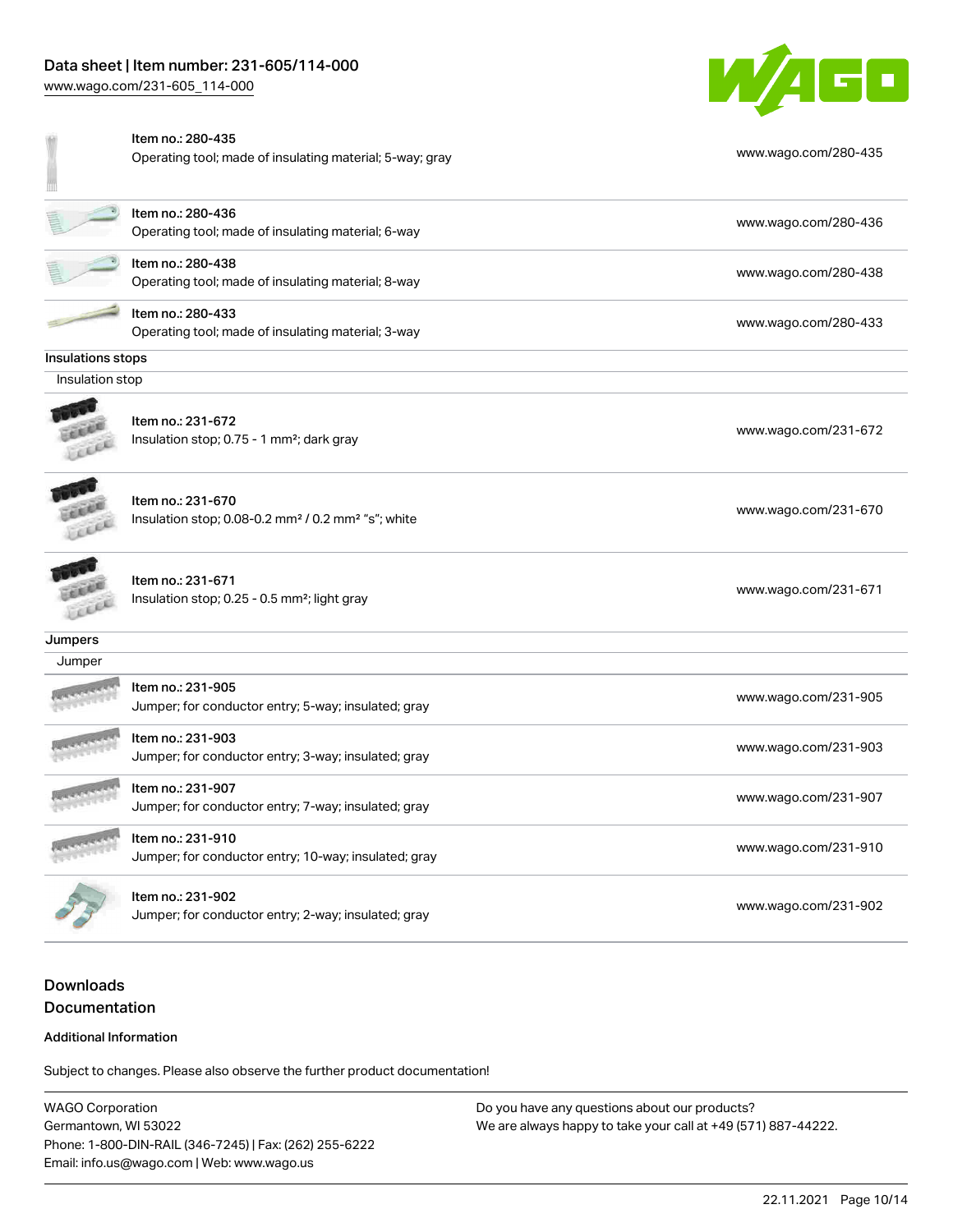| | | |
|---|---|---|
| | Item no.: 280-435<br>Operating tool; made of insulating material; 5-way; gray | www.wago.com/280-435 |
| | Item no.: 280-436<br>Operating tool; made of insulating material; 6-way | www.wago.com/280-436 |
| | Item no.: 280-438<br>Operating tool; made of insulating material; 8-way | www.wago.com/280-438 |
| | Item no.: 280-433<br>Operating tool; made of insulating material; 3-way | www.wago.com/280-433 |

**Insulations stops**

Insulation stop

| | | |
|---|---|---|
| | Item no.: 231-672<br>Insulation stop; 0.75 - 1 mm²; dark gray | www.wago.com/231-672 |
| | Item no.: 231-670<br>Insulation stop; 0.08-0.2 mm² / 0.2 mm² "s"; white | www.wago.com/231-670 |
| | Item no.: 231-671<br>Insulation stop; 0.25 - 0.5 mm²; light gray | www.wago.com/231-671 |

**Jumpers**

Jumper

| | | |
|---|---|---|
| | Item no.: 231-905<br>Jumper; for conductor entry; 5-way; insulated; gray | www.wago.com/231-905 |
| | Item no.: 231-903<br>Jumper; for conductor entry; 3-way; insulated; gray | www.wago.com/231-903 |
| | Item no.: 231-907<br>Jumper; for conductor entry; 7-way; insulated; gray | www.wago.com/231-907 |
| | Item no.: 231-910<br>Jumper; for conductor entry; 10-way; insulated; gray | www.wago.com/231-910 |
| | Item no.: 231-902<br>Jumper; for conductor entry; 2-way; insulated; gray | www.wago.com/231-902 |

## Downloads

## Documentation

### Additional Information

Subject to changes. Please also observe the further product documentation!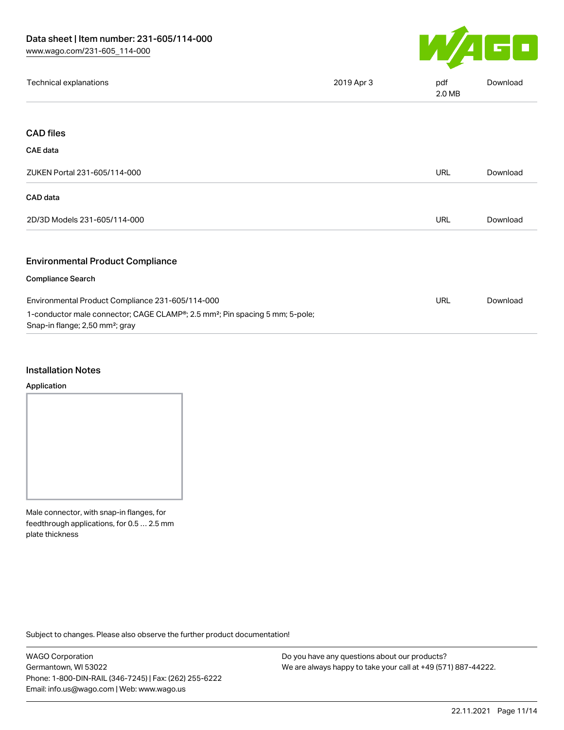| | | | |
|---|---|---|---|
| Technical explanations | 2019 Apr 3 | pdf 2.0 MB | Download |

## CAD files

### CAE data

| | | |
|---|---|---|
| ZUKEN Portal 231-605/114-000 | URL | Download |

### CAD data

| | | |
|---|---|---|
| 2D/3D Models 231-605/114-000 | URL | Download |

## Environmental Product Compliance

### Compliance Search

| | | |
|---|---|---|
| Environmental Product Compliance 231-605/114-000<br>1-conductor male connector; CAGE CLAMP®; 2.5 mm²; Pin spacing 5 mm; 5-pole; Snap-in flange; 2,50 mm²; gray | URL | Download |

## Installation Notes

### Application

Male connector, with snap-in flanges, for feedthrough applications, for 0.5 … 2.5 mm plate thickness

Subject to changes. Please also observe the further product documentation!

WAGO Corporation
Germantown, WI 53022
Phone: 1-800-DIN-RAIL (346-7245) | Fax: (262) 255-6222
Email: info.us@wago.com | Web: www.wago.us

Do you have any questions about our products?
We are always happy to take your call at +49 (571) 887-44222.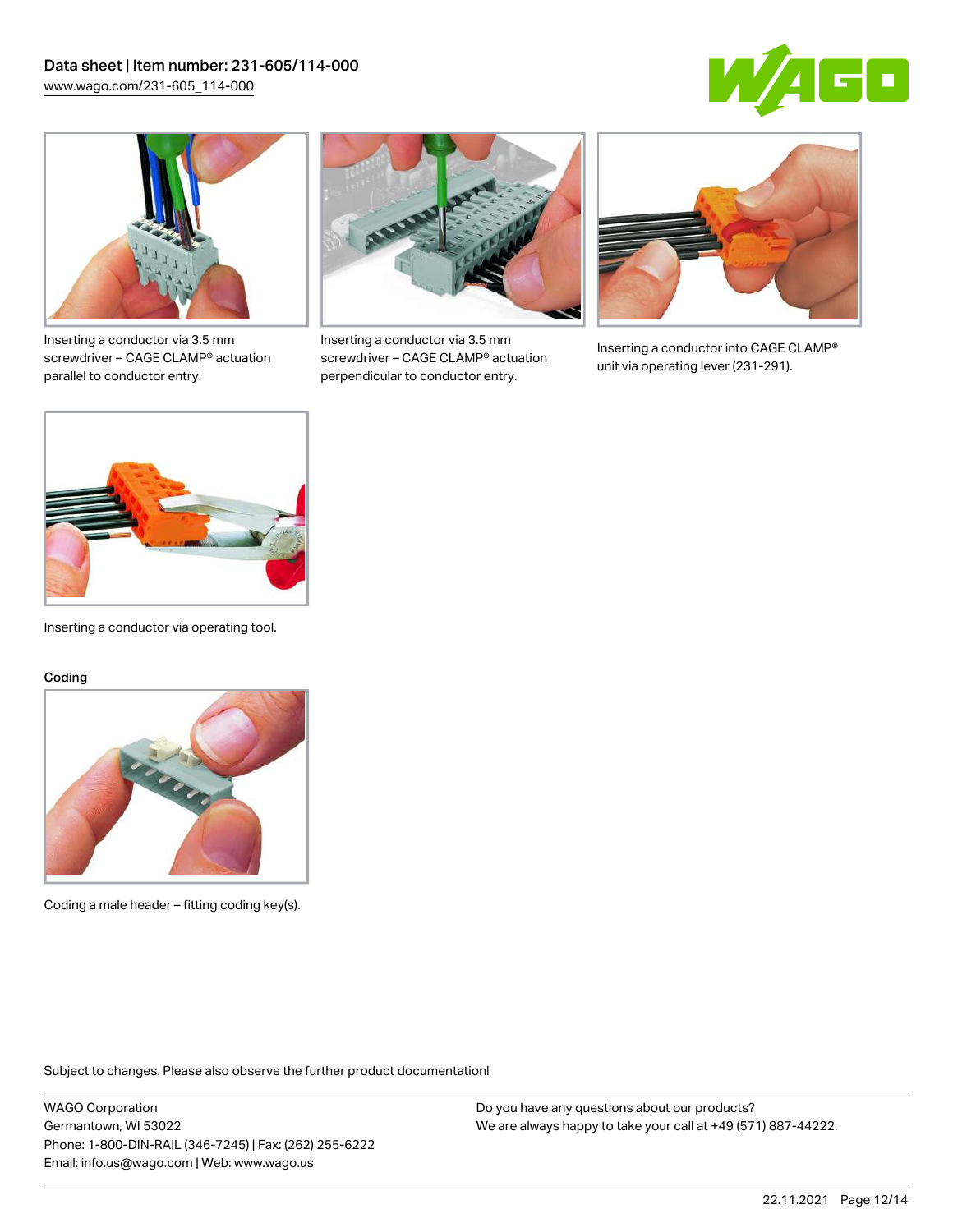Inserting a conductor via 3.5 mm screwdriver – CAGE CLAMP® actuation parallel to conductor entry.

Inserting a conductor via 3.5 mm screwdriver – CAGE CLAMP® actuation perpendicular to conductor entry.

Inserting a conductor into CAGE CLAMP® unit via operating lever (231-291).

Inserting a conductor via operating tool.

## Coding

Coding a male header – fitting coding key(s).

Subject to changes. Please also observe the further product documentation!

WAGO Corporation
Germantown, WI 53022
Phone: 1-800-DIN-RAIL (346-7245) | Fax: (262) 255-6222
Email: info.us@wago.com | Web: www.wago.us

Do you have any questions about our products?
We are always happy to take your call at +49 (571) 887-44222.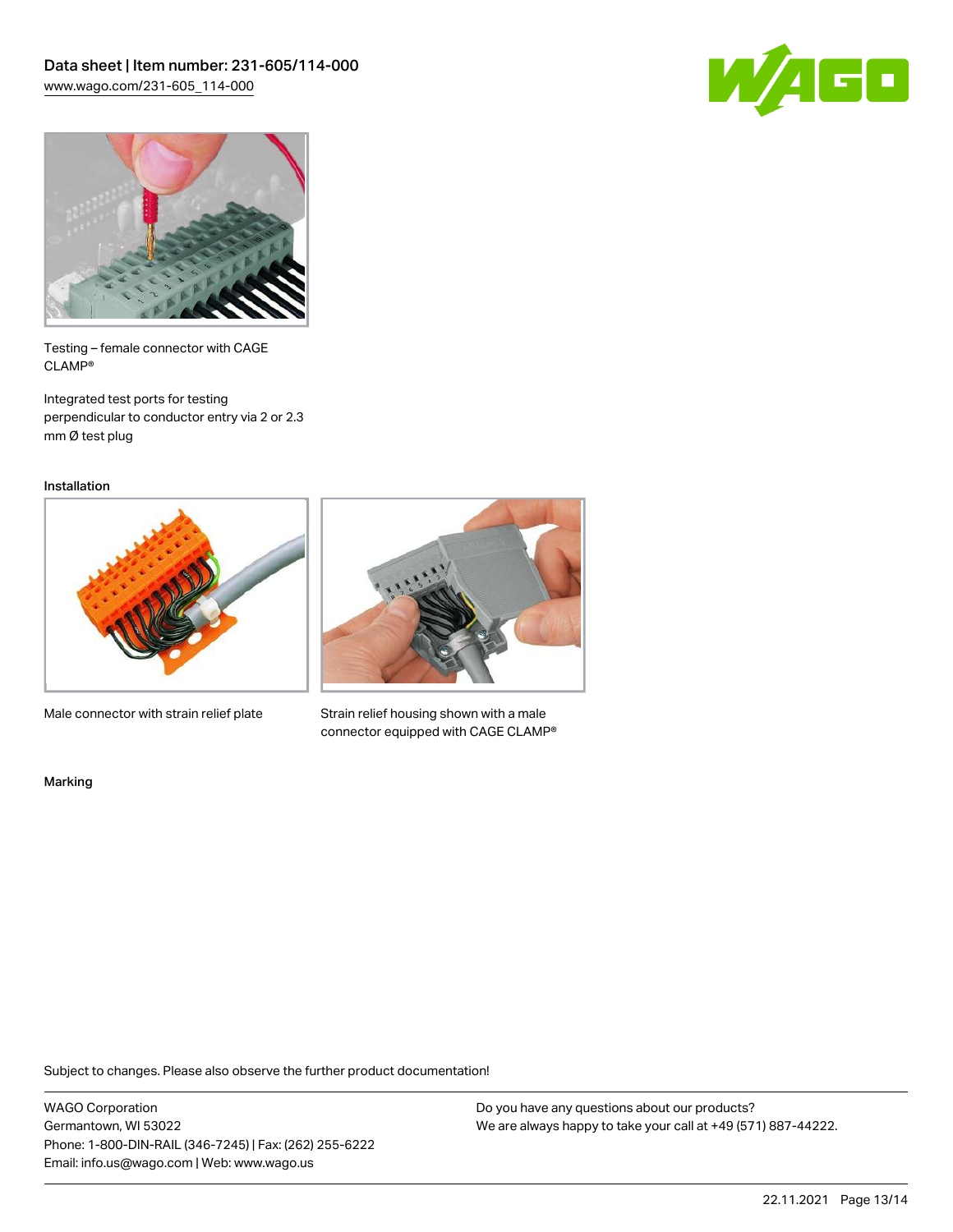Testing – female connector with CAGE CLAMP®

Integrated test ports for testing perpendicular to conductor entry via 2 or 2.3 mm Ø test plug

### Installation

Male connector with strain relief plate

Strain relief housing shown with a male connector equipped with CAGE CLAMP®

### Marking

Subject to changes. Please also observe the further product documentation!

WAGO Corporation
Germantown, WI 53022
Phone: 1-800-DIN-RAIL (346-7245) | Fax: (262) 255-6222
Email: info.us@wago.com | Web: www.wago.us

Do you have any questions about our products?
We are always happy to take your call at +49 (571) 887-44222.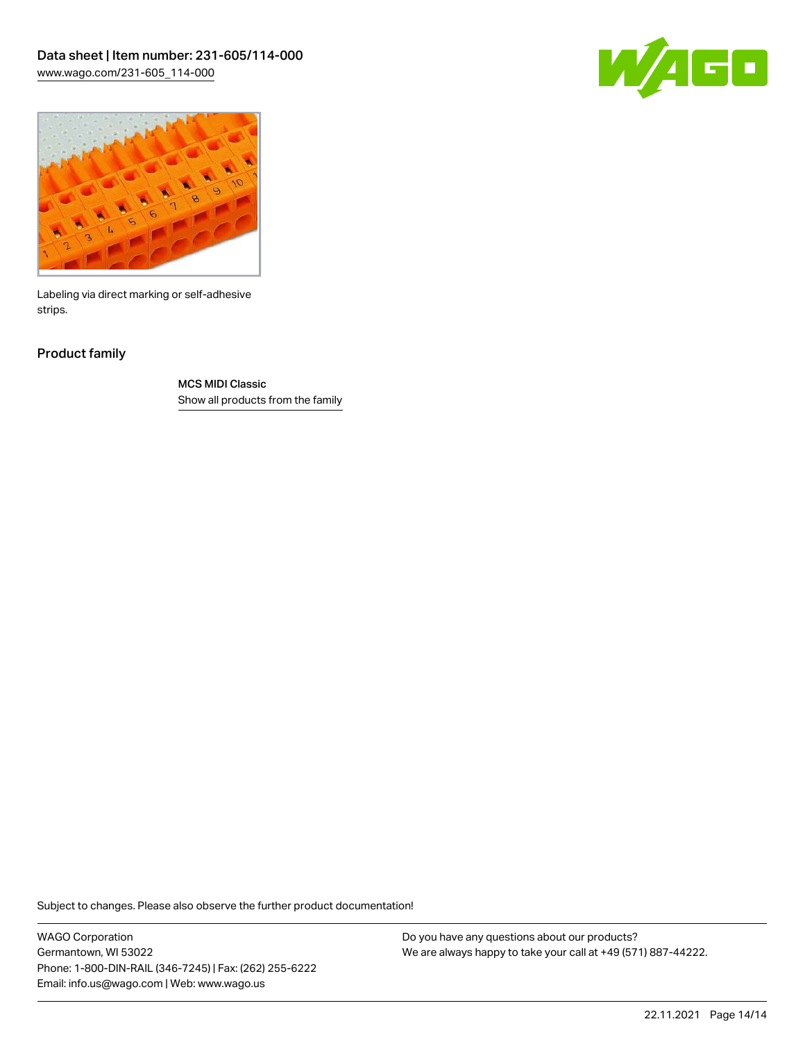Labeling via direct marking or self-adhesive strips.

## Product family

MCS MIDI Classic
Show all products from the family

Subject to changes. Please also observe the further product documentation!

WAGO Corporation
Germantown, WI 53022
Phone: 1-800-DIN-RAIL (346-7245) | Fax: (262) 255-6222
Email: info.us@wago.com | Web: www.wago.us

Do you have any questions about our products?
We are always happy to take your call at +49 (571) 887-44222.